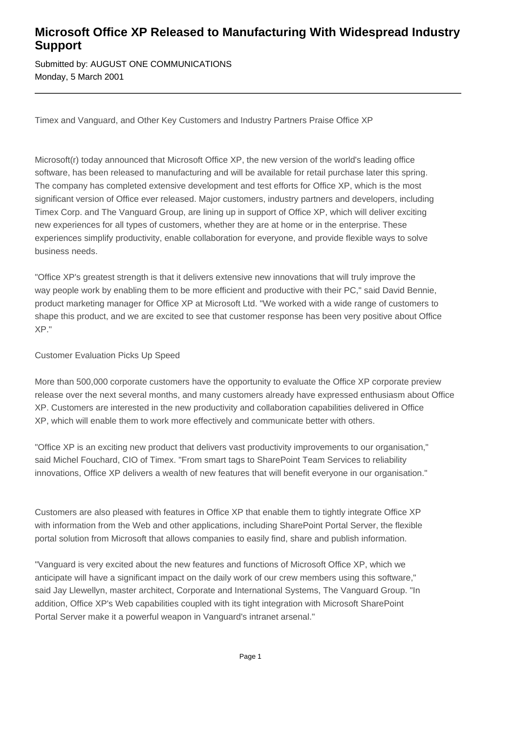# Microsoft Office XP Released to Manufacturing With Widespread Industry Support

Submitted by: AUGUST ONE COMMUNICATIONS
Monday, 5 March 2001

---

Timex and Vanguard, and Other Key Customers and Industry Partners Praise Office XP

Microsoft(r) today announced that Microsoft Office XP, the new version of the world's leading office software, has been released to manufacturing and will be available for retail purchase later this spring. The company has completed extensive development and test efforts for Office XP, which is the most significant version of Office ever released. Major customers, industry partners and developers, including Timex Corp. and The Vanguard Group, are lining up in support of Office XP, which will deliver exciting new experiences for all types of customers, whether they are at home or in the enterprise. These experiences simplify productivity, enable collaboration for everyone, and provide flexible ways to solve business needs.

"Office XP's greatest strength is that it delivers extensive new innovations that will truly improve the way people work by enabling them to be more efficient and productive with their PC," said David Bennie, product marketing manager for Office XP at Microsoft Ltd. "We worked with a wide range of customers to shape this product, and we are excited to see that customer response has been very positive about Office XP."

Customer Evaluation Picks Up Speed

More than 500,000 corporate customers have the opportunity to evaluate the Office XP corporate preview release over the next several months, and many customers already have expressed enthusiasm about Office XP. Customers are interested in the new productivity and collaboration capabilities delivered in Office XP, which will enable them to work more effectively and communicate better with others.

"Office XP is an exciting new product that delivers vast productivity improvements to our organisation," said Michel Fouchard, CIO of Timex. "From smart tags to SharePoint Team Services to reliability innovations, Office XP delivers a wealth of new features that will benefit everyone in our organisation."

Customers are also pleased with features in Office XP that enable them to tightly integrate Office XP with information from the Web and other applications, including SharePoint Portal Server, the flexible portal solution from Microsoft that allows companies to easily find, share and publish information.

"Vanguard is very excited about the new features and functions of Microsoft Office XP, which we anticipate will have a significant impact on the daily work of our crew members using this software," said Jay Llewellyn, master architect, Corporate and International Systems, The Vanguard Group. "In addition, Office XP's Web capabilities coupled with its tight integration with Microsoft SharePoint Portal Server make it a powerful weapon in Vanguard's intranet arsenal."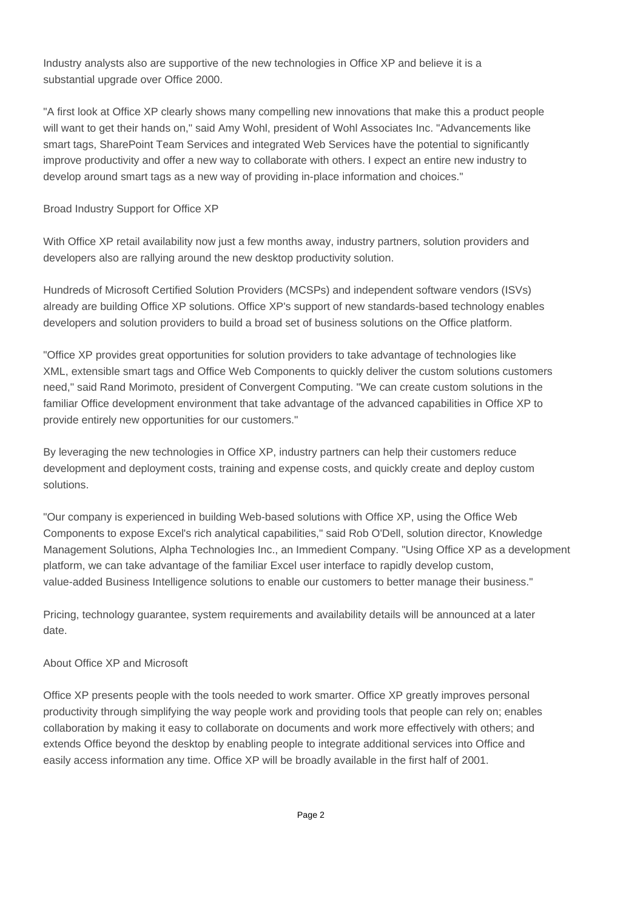Industry analysts also are supportive of the new technologies in Office XP and believe it is a substantial upgrade over Office 2000.

"A first look at Office XP clearly shows many compelling new innovations that make this a product people will want to get their hands on," said Amy Wohl, president of Wohl Associates Inc. "Advancements like smart tags, SharePoint Team Services and integrated Web Services have the potential to significantly improve productivity and offer a new way to collaborate with others. I expect an entire new industry to develop around smart tags as a new way of providing in-place information and choices."

## Broad Industry Support for Office XP

With Office XP retail availability now just a few months away, industry partners, solution providers and developers also are rallying around the new desktop productivity solution.

Hundreds of Microsoft Certified Solution Providers (MCSPs) and independent software vendors (ISVs) already are building Office XP solutions. Office XP's support of new standards-based technology enables developers and solution providers to build a broad set of business solutions on the Office platform.

"Office XP provides great opportunities for solution providers to take advantage of technologies like XML, extensible smart tags and Office Web Components to quickly deliver the custom solutions customers need," said Rand Morimoto, president of Convergent Computing. "We can create custom solutions in the familiar Office development environment that take advantage of the advanced capabilities in Office XP to provide entirely new opportunities for our customers."

By leveraging the new technologies in Office XP, industry partners can help their customers reduce development and deployment costs, training and expense costs, and quickly create and deploy custom solutions.

"Our company is experienced in building Web-based solutions with Office XP, using the Office Web Components to expose Excel's rich analytical capabilities," said Rob O'Dell, solution director, Knowledge Management Solutions, Alpha Technologies Inc., an Immedient Company. "Using Office XP as a development platform, we can take advantage of the familiar Excel user interface to rapidly develop custom, value-added Business Intelligence solutions to enable our customers to better manage their business."

Pricing, technology guarantee, system requirements and availability details will be announced at a later date.

## About Office XP and Microsoft

Office XP presents people with the tools needed to work smarter. Office XP greatly improves personal productivity through simplifying the way people work and providing tools that people can rely on; enables collaboration by making it easy to collaborate on documents and work more effectively with others; and extends Office beyond the desktop by enabling people to integrate additional services into Office and easily access information any time. Office XP will be broadly available in the first half of 2001.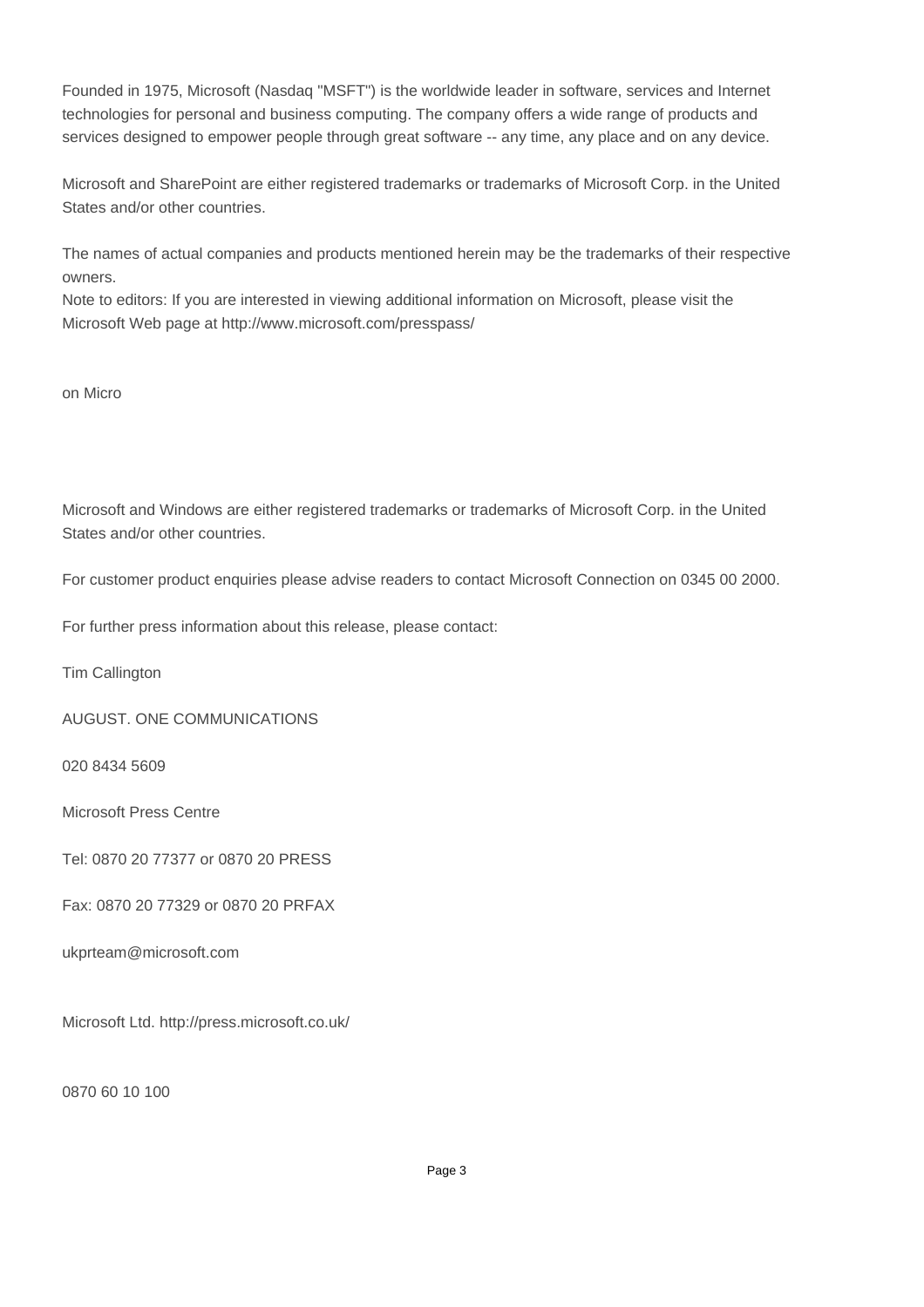Founded in 1975, Microsoft (Nasdaq "MSFT") is the worldwide leader in software, services and Internet technologies for personal and business computing. The company offers a wide range of products and services designed to empower people through great software -- any time, any place and on any device.

Microsoft and SharePoint are either registered trademarks or trademarks of Microsoft Corp. in the United States and/or other countries.

The names of actual companies and products mentioned herein may be the trademarks of their respective owners.
Note to editors: If you are interested in viewing additional information on Microsoft, please visit the Microsoft Web page at http://www.microsoft.com/presspass/

on Micro

Microsoft and Windows are either registered trademarks or trademarks of Microsoft Corp. in the United States and/or other countries.

For customer product enquiries please advise readers to contact Microsoft Connection on 0345 00 2000.

For further press information about this release, please contact:

Tim Callington

AUGUST. ONE COMMUNICATIONS

020 8434 5609

Microsoft Press Centre

Tel: 0870 20 77377 or 0870 20 PRESS

Fax: 0870 20 77329 or 0870 20 PRFAX

ukprteam@microsoft.com

Microsoft Ltd. http://press.microsoft.co.uk/

0870 60 10 100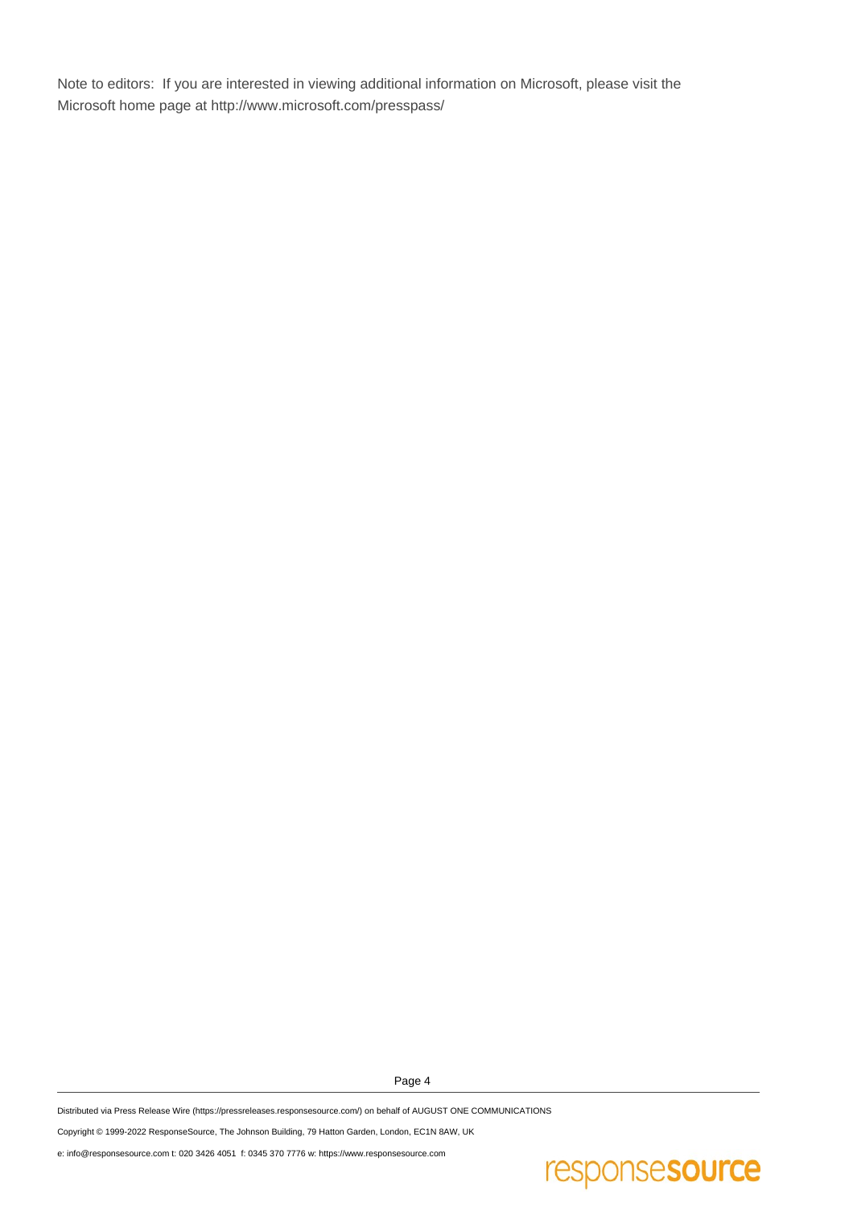Note to editors: If you are interested in viewing additional information on Microsoft, please visit the Microsoft home page at http://www.microsoft.com/presspass/